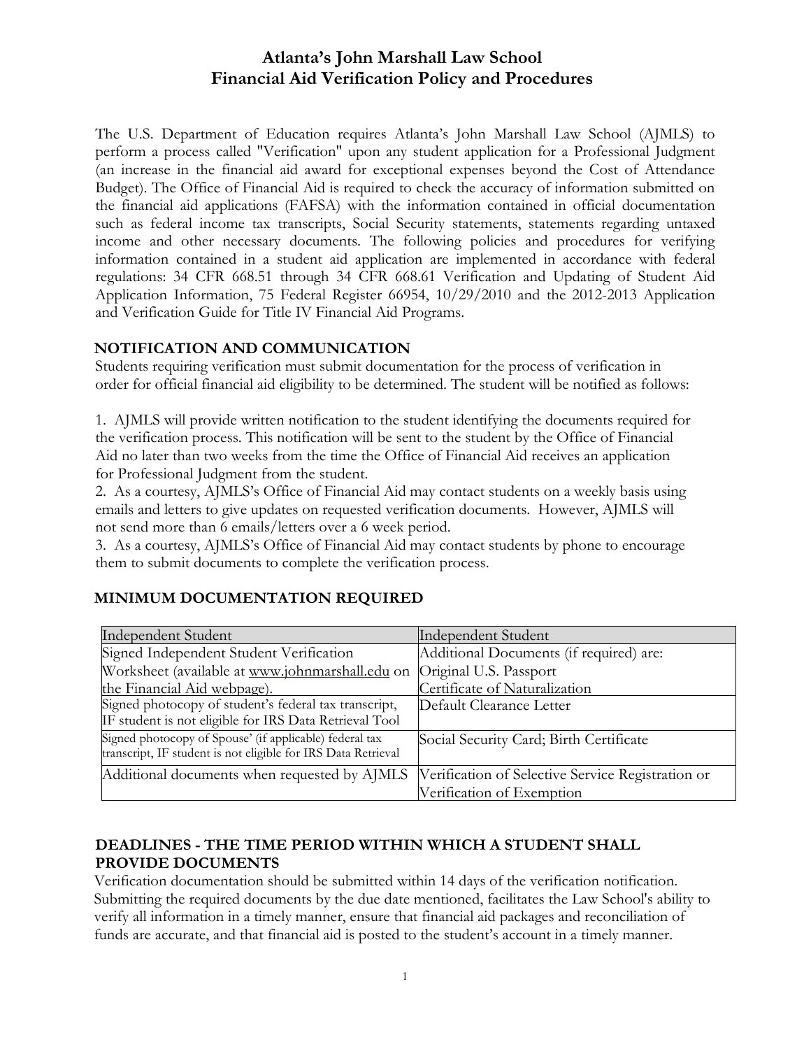# Atlanta's John Marshall Law School
# Financial Aid Verification Policy and Procedures

The U.S. Department of Education requires Atlanta's John Marshall Law School (AJMLS) to perform a process called "Verification" upon any student application for a Professional Judgment (an increase in the financial aid award for exceptional expenses beyond the Cost of Attendance Budget). The Office of Financial Aid is required to check the accuracy of information submitted on the financial aid applications (FAFSA) with the information contained in official documentation such as federal income tax transcripts, Social Security statements, statements regarding untaxed income and other necessary documents. The following policies and procedures for verifying information contained in a student aid application are implemented in accordance with federal regulations: 34 CFR 668.51 through 34 CFR 668.61 Verification and Updating of Student Aid Application Information, 75 Federal Register 66954, 10/29/2010 and the 2012-2013 Application and Verification Guide for Title IV Financial Aid Programs.

## NOTIFICATION AND COMMUNICATION

Students requiring verification must submit documentation for the process of verification in order for official financial aid eligibility to be determined. The student will be notified as follows:

1. AJMLS will provide written notification to the student identifying the documents required for the verification process. This notification will be sent to the student by the Office of Financial Aid no later than two weeks from the time the Office of Financial Aid receives an application for Professional Judgment from the student.
2. As a courtesy, AJMLS's Office of Financial Aid may contact students on a weekly basis using emails and letters to give updates on requested verification documents. However, AJMLS will not send more than 6 emails/letters over a 6 week period.
3. As a courtesy, AJMLS's Office of Financial Aid may contact students by phone to encourage them to submit documents to complete the verification process.

## MINIMUM DOCUMENTATION REQUIRED

| Independent Student | Independent Student |
|---|---|
| Signed Independent Student Verification Worksheet (available at www.johnmarshall.edu on the Financial Aid webpage). | Additional Documents (if required) are: Original U.S. Passport Certificate of Naturalization |
| Signed photocopy of student's federal tax transcript, IF student is not eligible for IRS Data Retrieval Tool | Default Clearance Letter |
| Signed photocopy of Spouse' (if applicable) federal tax transcript, IF student is not eligible for IRS Data Retrieval | Social Security Card; Birth Certificate |
| Additional documents when requested by AJMLS | Verification of Selective Service Registration or Verification of Exemption |

## DEADLINES - THE TIME PERIOD WITHIN WHICH A STUDENT SHALL PROVIDE DOCUMENTS

Verification documentation should be submitted within 14 days of the verification notification. Submitting the required documents by the due date mentioned, facilitates the Law School's ability to verify all information in a timely manner, ensure that financial aid packages and reconciliation of funds are accurate, and that financial aid is posted to the student's account in a timely manner.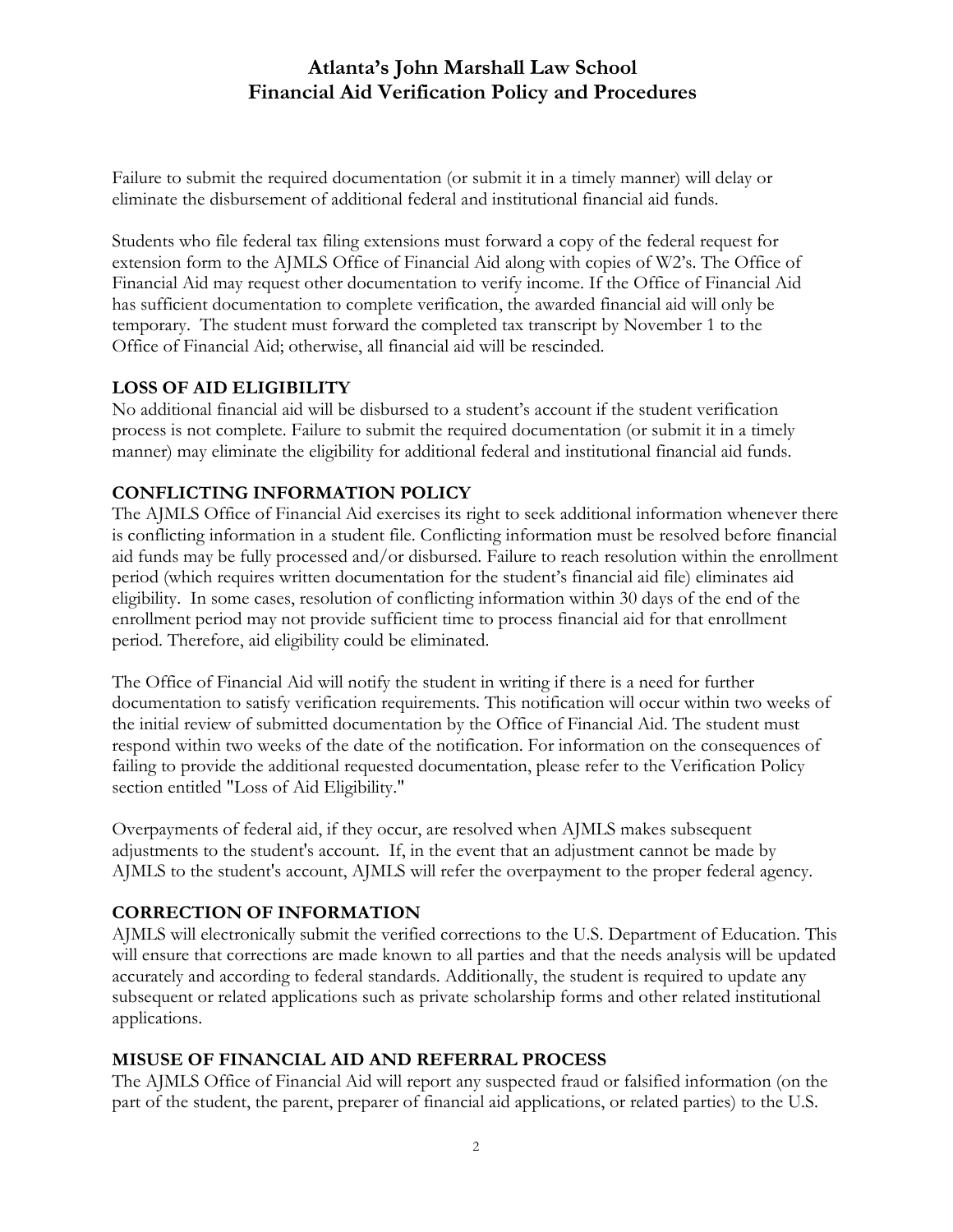Failure to submit the required documentation (or submit it in a timely manner) will delay or eliminate the disbursement of additional federal and institutional financial aid funds.

Students who file federal tax filing extensions must forward a copy of the federal request for extension form to the AJMLS Office of Financial Aid along with copies of W2's. The Office of Financial Aid may request other documentation to verify income. If the Office of Financial Aid has sufficient documentation to complete verification, the awarded financial aid will only be temporary. The student must forward the completed tax transcript by November 1 to the Office of Financial Aid; otherwise, all financial aid will be rescinded.

## LOSS OF AID ELIGIBILITY

No additional financial aid will be disbursed to a student's account if the student verification process is not complete. Failure to submit the required documentation (or submit it in a timely manner) may eliminate the eligibility for additional federal and institutional financial aid funds.

## CONFLICTING INFORMATION POLICY

The AJMLS Office of Financial Aid exercises its right to seek additional information whenever there is conflicting information in a student file. Conflicting information must be resolved before financial aid funds may be fully processed and/or disbursed. Failure to reach resolution within the enrollment period (which requires written documentation for the student's financial aid file) eliminates aid eligibility. In some cases, resolution of conflicting information within 30 days of the end of the enrollment period may not provide sufficient time to process financial aid for that enrollment period. Therefore, aid eligibility could be eliminated.

The Office of Financial Aid will notify the student in writing if there is a need for further documentation to satisfy verification requirements. This notification will occur within two weeks of the initial review of submitted documentation by the Office of Financial Aid. The student must respond within two weeks of the date of the notification. For information on the consequences of failing to provide the additional requested documentation, please refer to the Verification Policy section entitled "Loss of Aid Eligibility."

Overpayments of federal aid, if they occur, are resolved when AJMLS makes subsequent adjustments to the student's account. If, in the event that an adjustment cannot be made by AJMLS to the student's account, AJMLS will refer the overpayment to the proper federal agency.

## CORRECTION OF INFORMATION

AJMLS will electronically submit the verified corrections to the U.S. Department of Education. This will ensure that corrections are made known to all parties and that the needs analysis will be updated accurately and according to federal standards. Additionally, the student is required to update any subsequent or related applications such as private scholarship forms and other related institutional applications.

## MISUSE OF FINANCIAL AID AND REFERRAL PROCESS

The AJMLS Office of Financial Aid will report any suspected fraud or falsified information (on the part of the student, the parent, preparer of financial aid applications, or related parties) to the U.S.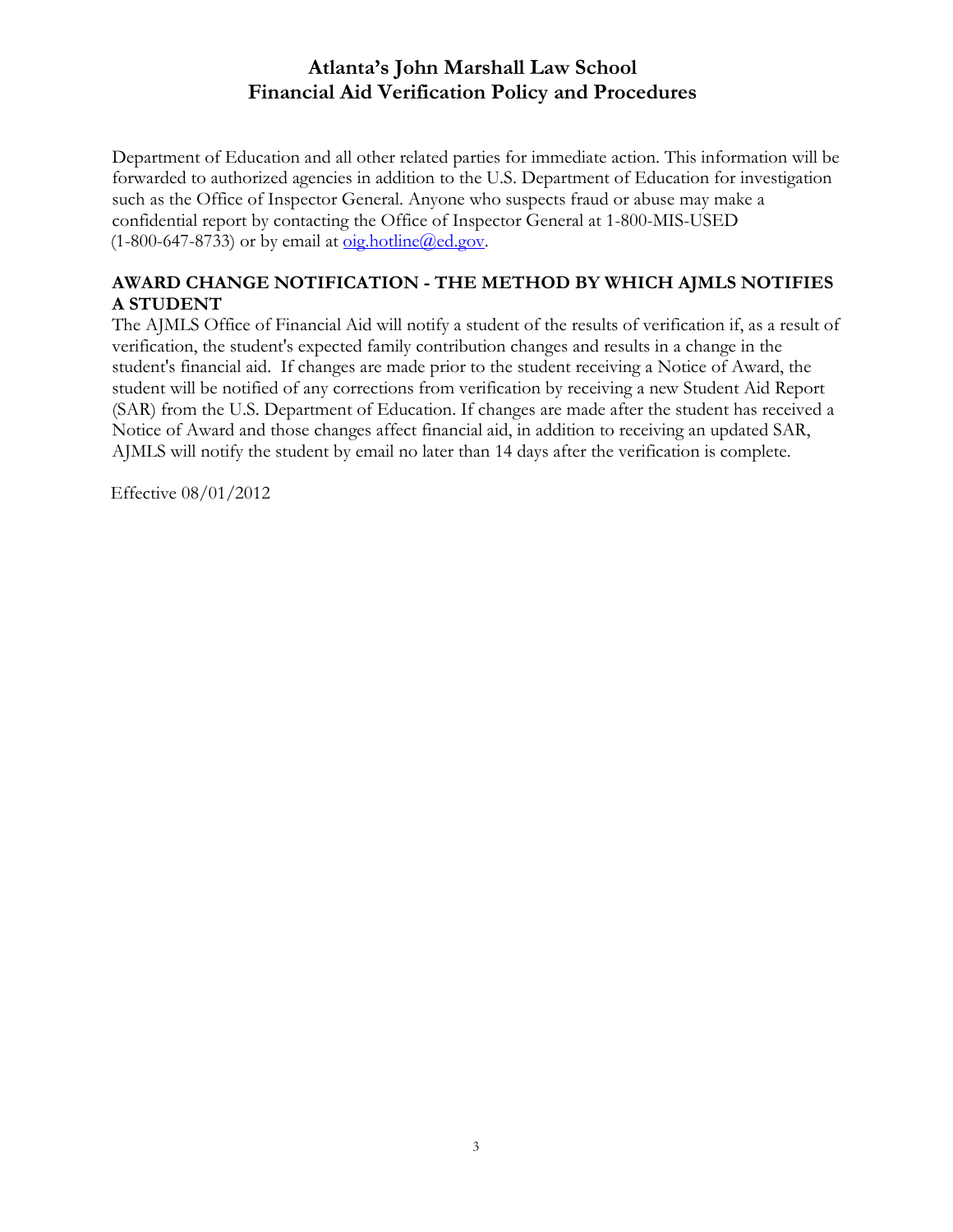Department of Education and all other related parties for immediate action. This information will be forwarded to authorized agencies in addition to the U.S. Department of Education for investigation such as the Office of Inspector General. Anyone who suspects fraud or abuse may make a confidential report by contacting the Office of Inspector General at 1-800-MIS-USED (1-800-647-8733) or by email at oig.hotline@ed.gov.

## AWARD CHANGE NOTIFICATION - THE METHOD BY WHICH AJMLS NOTIFIES A STUDENT

The AJMLS Office of Financial Aid will notify a student of the results of verification if, as a result of verification, the student's expected family contribution changes and results in a change in the student's financial aid. If changes are made prior to the student receiving a Notice of Award, the student will be notified of any corrections from verification by receiving a new Student Aid Report (SAR) from the U.S. Department of Education. If changes are made after the student has received a Notice of Award and those changes affect financial aid, in addition to receiving an updated SAR, AJMLS will notify the student by email no later than 14 days after the verification is complete.

Effective 08/01/2012